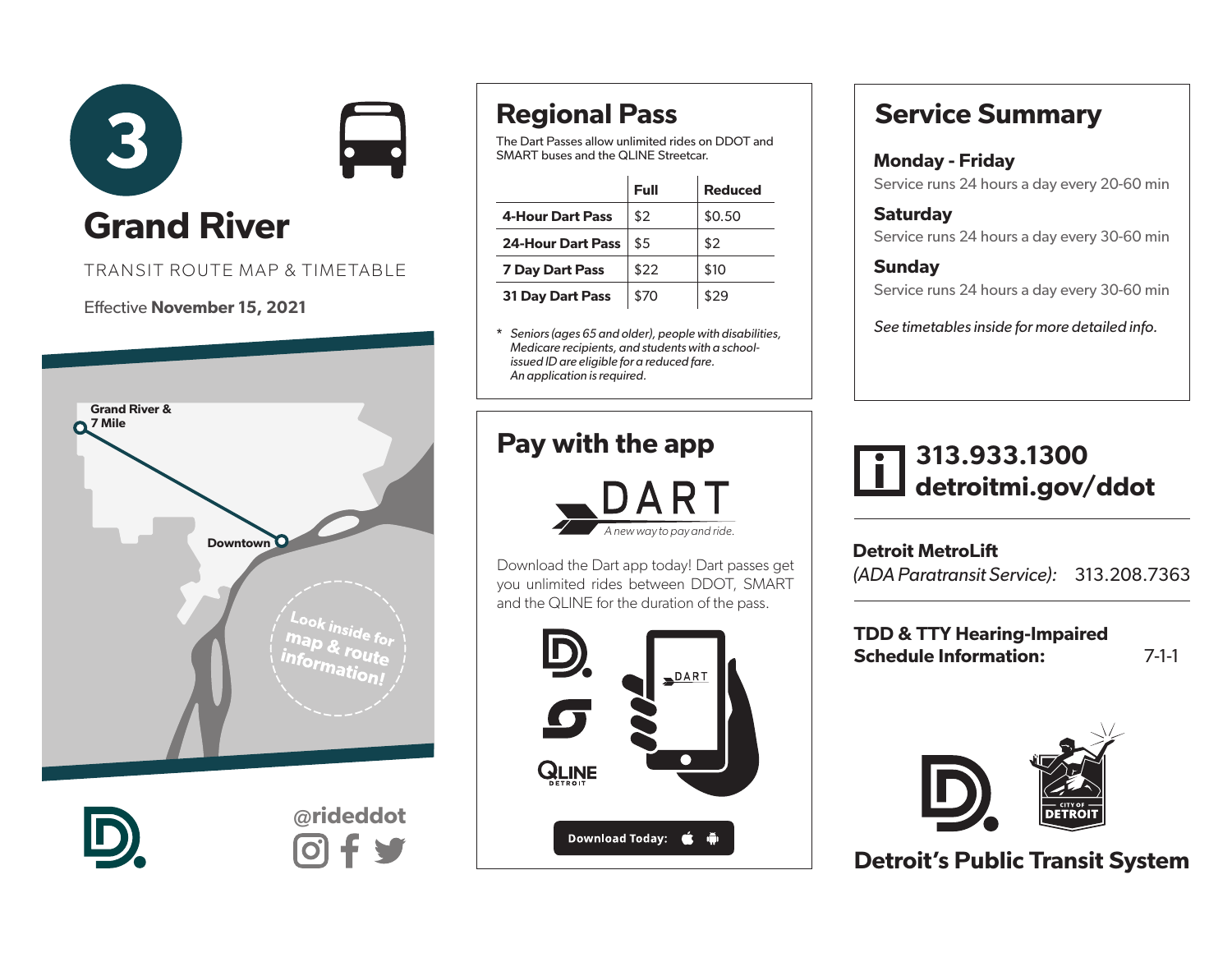# 3 Grand River

TRANSIT ROUTE MAP & TIMETABLE

Effective **November 15, 2021**

Grand River & 7 Mile

Downtown

Look inside for map & route information!

@rideddot

## Regional Pass

The Dart Passes allow unlimited rides on DDOT and SMART buses and the QLINE Streetcar.

| | Full | Reduced |
|---|---|---|
| **4-Hour Dart Pass** | $2 | $0.50 |
| **24-Hour Dart Pass** | $5 | $2 |
| **7 Day Dart Pass** | $22 | $10 |
| **31 Day Dart Pass** | $70 | $29 |

\* *Seniors (ages 65 and older), people with disabilities, Medicare recipients, and students with a school-issued ID are eligible for a reduced fare. An application is required.*

## Pay with the app

DART

*A new way to pay and ride.*

Download the Dart app today! Dart passes get you unlimited rides between DDOT, SMART and the QLINE for the duration of the pass.

QLINE DETROIT

DART

Download Today:

## Service Summary

**Monday - Friday**
Service runs 24 hours a day every 20-60 min

**Saturday**
Service runs 24 hours a day every 30-60 min

**Sunday**
Service runs 24 hours a day every 30-60 min

*See timetables inside for more detailed info.*

**313.933.1300**
**detroitmi.gov/ddot**

**Detroit MetroLift**
*(ADA Paratransit Service):* 313.208.7363

**TDD & TTY Hearing-Impaired Schedule Information:** 7-1-1

CITY OF DETROIT

**Detroit's Public Transit System**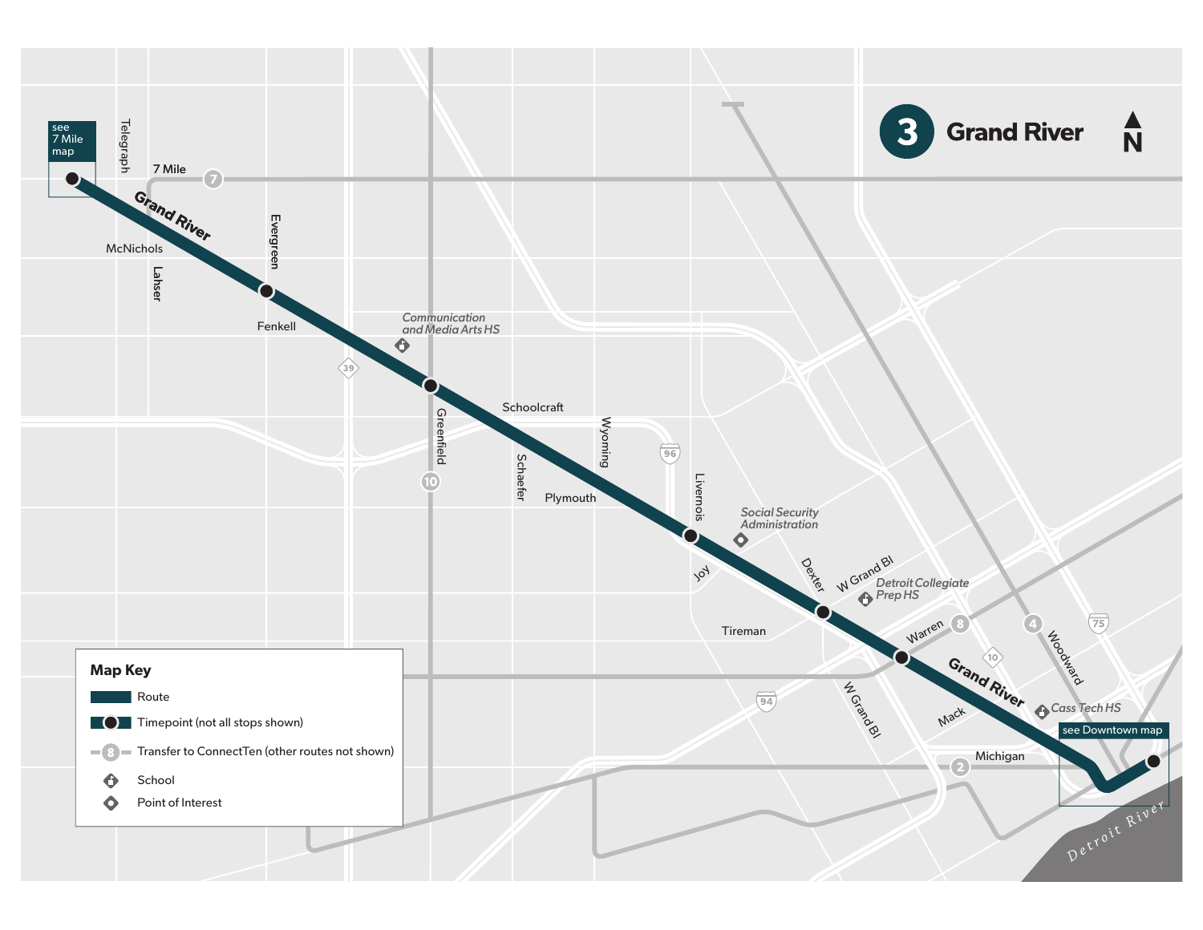# 3 Grand River

N

see 7 Mile map

see Downtown map

7 Mile, Telegraph, McNichols, Lahser, Evergreen, Fenkell, Grand River, Greenfield, Schoolcraft, Schaefer, Wyoming, Plymouth, Livernois, Joy, Dexter, W Grand Bl, Tireman, Warren, Mack, Woodward, Michigan, Detroit River

*Communication and Media Arts HS*

*Social Security Administration*

*Detroit Collegiate Prep HS*

*Cass Tech HS*

## Map Key

- Route
- Timepoint (not all stops shown)
- Transfer to ConnectTen (other routes not shown)
- School
- Point of Interest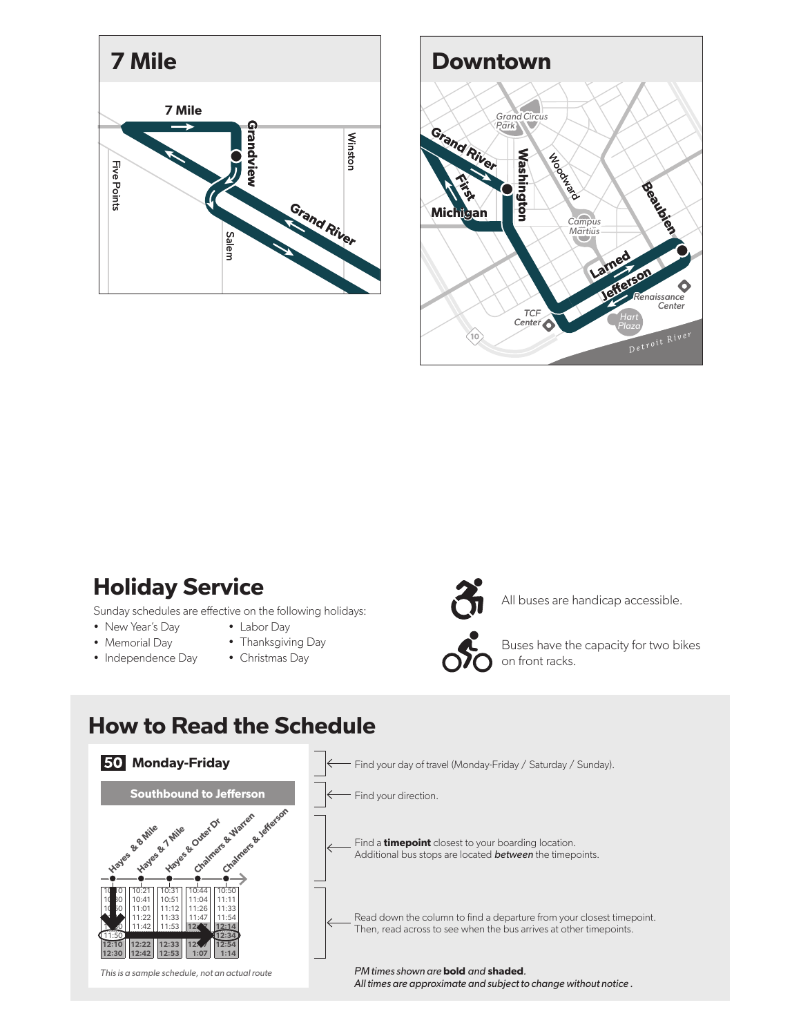## 7 Mile

7 Mile · Grandview · Winston · Five Points · Grand River · Salem

## Downtown

Grand Circus Park · Grand River · First · Washington · Woodward · Michigan · Campus Martius · Beaubien · Larned · Jefferson · Renaissance Center · TCF Center · Hart Plaza · Detroit River · 10

## Holiday Service

Sunday schedules are effective on the following holidays:

- New Year's Day
- Memorial Day
- Independence Day
- Labor Day
- Thanksgiving Day
- Christmas Day

All buses are handicap accessible.

Buses have the capacity for two bikes on front racks.

## How to Read the Schedule

**50 Monday-Friday**

**Southbound to Jefferson**

| Hayes & 8 Mile | Hayes & 7 Mile | Hayes & Outer Dr | Chalmers & Warren | Chalmers & Jefferson |
|---|---|---|---|---|
| 10:10 | 10:21 | 10:31 | 10:44 | 10:50 |
| 10:30 | 10:41 | 10:51 | 11:04 | 11:11 |
| 10:50 | 11:01 | 11:12 | 11:26 | 11:33 |
| 11:10 | 11:22 | 11:33 | 11:47 | 11:54 |
| 11:30 | 11:42 | 11:53 | **12:07** | **12:14** |
| 11:50 | | | | **12:34** |
| **12:10** | **12:22** | **12:33** | **12:47** | **12:54** |
| **12:30** | **12:42** | **12:53** | **1:07** | **1:14** |

*This is a sample schedule, not an actual route*

Find your day of travel (Monday-Friday / Saturday / Sunday).

Find your direction.

Find a **timepoint** closest to your boarding location. Additional bus stops are located ***between*** the timepoints.

Read down the column to find a departure from your closest timepoint. Then, read across to see when the bus arrives at other timepoints.

*PM times shown are **bold** and **shaded**.*
*All times are approximate and subject to change without notice .*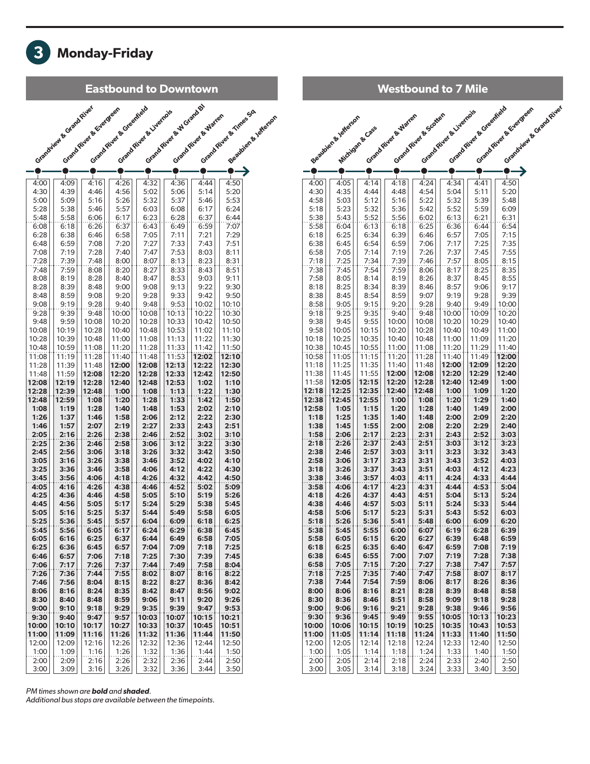## 3 Monday-Friday

### Eastbound to Downtown

| Grandview & Grand River | Grand River & Evergreen | Grand River & Greenfield | Grand River & Livernois | Grand River & W Grand Bl | Grand River & Warren | Grand River & Times Sq | Beaubien & Jefferson |
|---|---|---|---|---|---|---|---|
| 4:00 | 4:09 | 4:16 | 4:26 | 4:32 | 4:36 | 4:44 | 4:50 |
| 4:30 | 4:39 | 4:46 | 4:56 | 5:02 | 5:06 | 5:14 | 5:20 |
| 5:00 | 5:09 | 5:16 | 5:26 | 5:32 | 5:37 | 5:46 | 5:53 |
| 5:28 | 5:38 | 5:46 | 5:57 | 6:03 | 6:08 | 6:17 | 6:24 |
| 5:48 | 5:58 | 6:06 | 6:17 | 6:23 | 6:28 | 6:37 | 6:44 |
| 6:08 | 6:18 | 6:26 | 6:37 | 6:43 | 6:49 | 6:59 | 7:07 |
| 6:28 | 6:38 | 6:46 | 6:58 | 7:05 | 7:11 | 7:21 | 7:29 |
| 6:48 | 6:59 | 7:08 | 7:20 | 7:27 | 7:33 | 7:43 | 7:51 |
| 7:08 | 7:19 | 7:28 | 7:40 | 7:47 | 7:53 | 8:03 | 8:11 |
| 7:28 | 7:39 | 7:48 | 8:00 | 8:07 | 8:13 | 8:23 | 8:31 |
| 7:48 | 7:59 | 8:08 | 8:20 | 8:27 | 8:33 | 8:43 | 8:51 |
| 8:08 | 8:19 | 8:28 | 8:40 | 8:47 | 8:53 | 9:03 | 9:11 |
| 8:28 | 8:39 | 8:48 | 9:00 | 9:08 | 9:13 | 9:22 | 9:30 |
| 8:48 | 8:59 | 9:08 | 9:20 | 9:28 | 9:33 | 9:42 | 9:50 |
| 9:08 | 9:19 | 9:28 | 9:40 | 9:48 | 9:53 | 10:02 | 10:10 |
| 9:28 | 9:39 | 9:48 | 10:00 | 10:08 | 10:13 | 10:22 | 10:30 |
| 9:48 | 9:59 | 10:08 | 10:20 | 10:28 | 10:33 | 10:42 | 10:50 |
| 10:08 | 10:19 | 10:28 | 10:40 | 10:48 | 10:53 | 11:02 | 11:10 |
| 10:28 | 10:39 | 10:48 | 11:00 | 11:08 | 11:13 | 11:22 | 11:30 |
| 10:48 | 10:59 | 11:08 | 11:20 | 11:28 | 11:33 | 11:42 | 11:50 |
| 11:08 | 11:19 | 11:28 | 11:40 | 11:48 | 11:53 | **12:02** | **12:10** |
| 11:28 | 11:39 | 11:48 | **12:00** | **12:08** | **12:13** | **12:22** | **12:30** |
| 11:48 | 11:59 | **12:08** | **12:20** | **12:28** | **12:33** | **12:42** | **12:50** |
| **12:08** | **12:19** | **12:28** | **12:40** | **12:48** | **12:53** | **1:02** | **1:10** |
| **12:28** | **12:39** | **12:48** | **1:00** | **1:08** | **1:13** | **1:22** | **1:30** |
| **12:48** | **12:59** | **1:08** | **1:20** | **1:28** | **1:33** | **1:42** | **1:50** |
| **1:08** | **1:19** | **1:28** | **1:40** | **1:48** | **1:53** | **2:02** | **2:10** |
| **1:26** | **1:37** | **1:46** | **1:58** | **2:06** | **2:12** | **2:22** | **2:30** |
| **1:46** | **1:57** | **2:07** | **2:19** | **2:27** | **2:33** | **2:43** | **2:51** |
| **2:05** | **2:16** | **2:26** | **2:38** | **2:46** | **2:52** | **3:02** | **3:10** |
| **2:25** | **2:36** | **2:46** | **2:58** | **3:06** | **3:12** | **3:22** | **3:30** |
| **2:45** | **2:56** | **3:06** | **3:18** | **3:26** | **3:32** | **3:42** | **3:50** |
| **3:05** | **3:16** | **3:26** | **3:38** | **3:46** | **3:52** | **4:02** | **4:10** |
| **3:25** | **3:36** | **3:46** | **3:58** | **4:06** | **4:12** | **4:22** | **4:30** |
| **3:45** | **3:56** | **4:06** | **4:18** | **4:26** | **4:32** | **4:42** | **4:50** |
| **4:05** | **4:16** | **4:26** | **4:38** | **4:46** | **4:52** | **5:02** | **5:09** |
| **4:25** | **4:36** | **4:46** | **4:58** | **5:05** | **5:10** | **5:19** | **5:26** |
| **4:45** | **4:56** | **5:05** | **5:17** | **5:24** | **5:29** | **5:38** | **5:45** |
| **5:05** | **5:16** | **5:25** | **5:37** | **5:44** | **5:49** | **5:58** | **6:05** |
| **5:25** | **5:36** | **5:45** | **5:57** | **6:04** | **6:09** | **6:18** | **6:25** |
| **5:45** | **5:56** | **6:05** | **6:17** | **6:24** | **6:29** | **6:38** | **6:45** |
| **6:05** | **6:16** | **6:25** | **6:37** | **6:44** | **6:49** | **6:58** | **7:05** |
| **6:25** | **6:36** | **6:45** | **6:57** | **7:04** | **7:09** | **7:18** | **7:25** |
| **6:46** | **6:57** | **7:06** | **7:18** | **7:25** | **7:30** | **7:39** | **7:45** |
| **7:06** | **7:17** | **7:26** | **7:37** | **7:44** | **7:49** | **7:58** | **8:04** |
| **7:26** | **7:36** | **7:44** | **7:55** | **8:02** | **8:07** | **8:16** | **8:22** |
| **7:46** | **7:56** | **8:04** | **8:15** | **8:22** | **8:27** | **8:36** | **8:42** |
| **8:06** | **8:16** | **8:24** | **8:35** | **8:42** | **8:47** | **8:56** | **9:02** |
| **8:30** | **8:40** | **8:48** | **8:59** | **9:06** | **9:11** | **9:20** | **9:26** |
| **9:00** | **9:10** | **9:18** | **9:29** | **9:35** | **9:39** | **9:47** | **9:53** |
| **9:30** | **9:40** | **9:47** | **9:57** | **10:03** | **10:07** | **10:15** | **10:21** |
| **10:00** | **10:10** | **10:17** | **10:27** | **10:33** | **10:37** | **10:45** | **10:51** |
| **11:00** | **11:09** | **11:16** | **11:26** | **11:32** | **11:36** | **11:44** | **11:50** |
| 12:00 | 12:09 | 12:16 | 12:26 | 12:32 | 12:36 | 12:44 | 12:50 |
| 1:00 | 1:09 | 1:16 | 1:26 | 1:32 | 1:36 | 1:44 | 1:50 |
| 2:00 | 2:09 | 2:16 | 2:26 | 2:32 | 2:36 | 2:44 | 2:50 |
| 3:00 | 3:09 | 3:16 | 3:26 | 3:32 | 3:36 | 3:44 | 3:50 |

### Westbound to 7 Mile

| Beaubien & Jefferson | Michigan & Cass | Grand River & Warren | Grand River & Scotten | Grand River & Livernois | Grand River & Greenfield | Grand River & Evergreen | Grandview & Grand River |
|---|---|---|---|---|---|---|---|
| 4:00 | 4:05 | 4:14 | 4:18 | 4:24 | 4:34 | 4:41 | 4:50 |
| 4:30 | 4:35 | 4:44 | 4:48 | 4:54 | 5:04 | 5:11 | 5:20 |
| 4:58 | 5:03 | 5:12 | 5:16 | 5:22 | 5:32 | 5:39 | 5:48 |
| 5:18 | 5:23 | 5:32 | 5:36 | 5:42 | 5:52 | 5:59 | 6:09 |
| 5:38 | 5:43 | 5:52 | 5:56 | 6:02 | 6:13 | 6:21 | 6:31 |
| 5:58 | 6:04 | 6:13 | 6:18 | 6:25 | 6:36 | 6:44 | 6:54 |
| 6:18 | 6:25 | 6:34 | 6:39 | 6:46 | 6:57 | 7:05 | 7:15 |
| 6:38 | 6:45 | 6:54 | 6:59 | 7:06 | 7:17 | 7:25 | 7:35 |
| 6:58 | 7:05 | 7:14 | 7:19 | 7:26 | 7:37 | 7:45 | 7:55 |
| 7:18 | 7:25 | 7:34 | 7:39 | 7:46 | 7:57 | 8:05 | 8:15 |
| 7:38 | 7:45 | 7:54 | 7:59 | 8:06 | 8:17 | 8:25 | 8:35 |
| 7:58 | 8:05 | 8:14 | 8:19 | 8:26 | 8:37 | 8:45 | 8:55 |
| 8:18 | 8:25 | 8:34 | 8:39 | 8:46 | 8:57 | 9:06 | 9:17 |
| 8:38 | 8:45 | 8:54 | 8:59 | 9:07 | 9:19 | 9:28 | 9:39 |
| 8:58 | 9:05 | 9:15 | 9:20 | 9:28 | 9:40 | 9:49 | 10:00 |
| 9:18 | 9:25 | 9:35 | 9:40 | 9:48 | 10:00 | 10:09 | 10:20 |
| 9:38 | 9:45 | 9:55 | 10:00 | 10:08 | 10:20 | 10:29 | 10:40 |
| 9:58 | 10:05 | 10:15 | 10:20 | 10:28 | 10:40 | 10:49 | 11:00 |
| 10:18 | 10:25 | 10:35 | 10:40 | 10:48 | 11:00 | 11:09 | 11:20 |
| 10:38 | 10:45 | 10:55 | 11:00 | 11:08 | 11:20 | 11:29 | 11:40 |
| 10:58 | 11:05 | 11:15 | 11:20 | 11:28 | 11:40 | 11:49 | **12:00** |
| 11:18 | 11:25 | 11:35 | 11:40 | 11:48 | **12:00** | **12:09** | **12:20** |
| 11:38 | 11:45 | 11:55 | **12:00** | **12:08** | **12:20** | **12:29** | **12:40** |
| 11:58 | **12:05** | **12:15** | **12:20** | **12:28** | **12:40** | **12:49** | **1:00** |
| **12:18** | **12:25** | **12:35** | **12:40** | **12:48** | **1:00** | **1:09** | **1:20** |
| **12:38** | **12:45** | **12:55** | **1:00** | **1:08** | **1:20** | **1:29** | **1:40** |
| **12:58** | **1:05** | **1:15** | **1:20** | **1:28** | **1:40** | **1:49** | **2:00** |
| **1:18** | **1:25** | **1:35** | **1:40** | **1:48** | **2:00** | **2:09** | **2:20** |
| **1:38** | **1:45** | **1:55** | **2:00** | **2:08** | **2:20** | **2:29** | **2:40** |
| **1:58** | **2:06** | **2:17** | **2:23** | **2:31** | **2:43** | **2:52** | **3:03** |
| **2:18** | **2:26** | **2:37** | **2:43** | **2:51** | **3:03** | **3:12** | **3:23** |
| **2:38** | **2:46** | **2:57** | **3:03** | **3:11** | **3:23** | **3:32** | **3:43** |
| **2:58** | **3:06** | **3:17** | **3:23** | **3:31** | **3:43** | **3:52** | **4:03** |
| **3:18** | **3:26** | **3:37** | **3:43** | **3:51** | **4:03** | **4:12** | **4:23** |
| **3:38** | **3:46** | **3:57** | **4:03** | **4:11** | **4:24** | **4:33** | **4:44** |
| **3:58** | **4:06** | **4:17** | **4:23** | **4:31** | **4:44** | **4:53** | **5:04** |
| **4:18** | **4:26** | **4:37** | **4:43** | **4:51** | **5:04** | **5:13** | **5:24** |
| **4:38** | **4:46** | **4:57** | **5:03** | **5:11** | **5:24** | **5:33** | **5:44** |
| **4:58** | **5:06** | **5:17** | **5:23** | **5:31** | **5:43** | **5:52** | **6:03** |
| **5:18** | **5:26** | **5:36** | **5:41** | **5:48** | **6:00** | **6:09** | **6:20** |
| **5:38** | **5:45** | **5:55** | **6:00** | **6:07** | **6:19** | **6:28** | **6:39** |
| **5:58** | **6:05** | **6:15** | **6:20** | **6:27** | **6:39** | **6:48** | **6:59** |
| **6:18** | **6:25** | **6:35** | **6:40** | **6:47** | **6:59** | **7:08** | **7:19** |
| **6:38** | **6:45** | **6:55** | **7:00** | **7:07** | **7:19** | **7:28** | **7:38** |
| **6:58** | **7:05** | **7:15** | **7:20** | **7:27** | **7:38** | **7:47** | **7:57** |
| **7:18** | **7:25** | **7:35** | **7:40** | **7:47** | **7:58** | **8:07** | **8:17** |
| **7:38** | **7:44** | **7:54** | **7:59** | **8:06** | **8:17** | **8:26** | **8:36** |
| **8:00** | **8:06** | **8:16** | **8:21** | **8:28** | **8:39** | **8:48** | **8:58** |
| **8:30** | **8:36** | **8:46** | **8:51** | **8:58** | **9:09** | **9:18** | **9:28** |
| **9:00** | **9:06** | **9:16** | **9:21** | **9:28** | **9:38** | **9:46** | **9:56** |
| **9:30** | **9:36** | **9:45** | **9:49** | **9:55** | **10:05** | **10:13** | **10:23** |
| **10:00** | **10:06** | **10:15** | **10:19** | **10:25** | **10:35** | **10:43** | **10:53** |
| **11:00** | **11:05** | **11:14** | **11:18** | **11:24** | **11:33** | **11:40** | **11:50** |
| 12:00 | 12:05 | 12:14 | 12:18 | 12:24 | 12:33 | 12:40 | 12:50 |
| 1:00 | 1:05 | 1:14 | 1:18 | 1:24 | 1:33 | 1:40 | 1:50 |
| 2:00 | 2:05 | 2:14 | 2:18 | 2:24 | 2:33 | 2:40 | 2:50 |
| 3:00 | 3:05 | 3:14 | 3:18 | 3:24 | 3:33 | 3:40 | 3:50 |

*PM times shown are **bold** and **shaded**.*
*Additional bus stops are available between the timepoints.*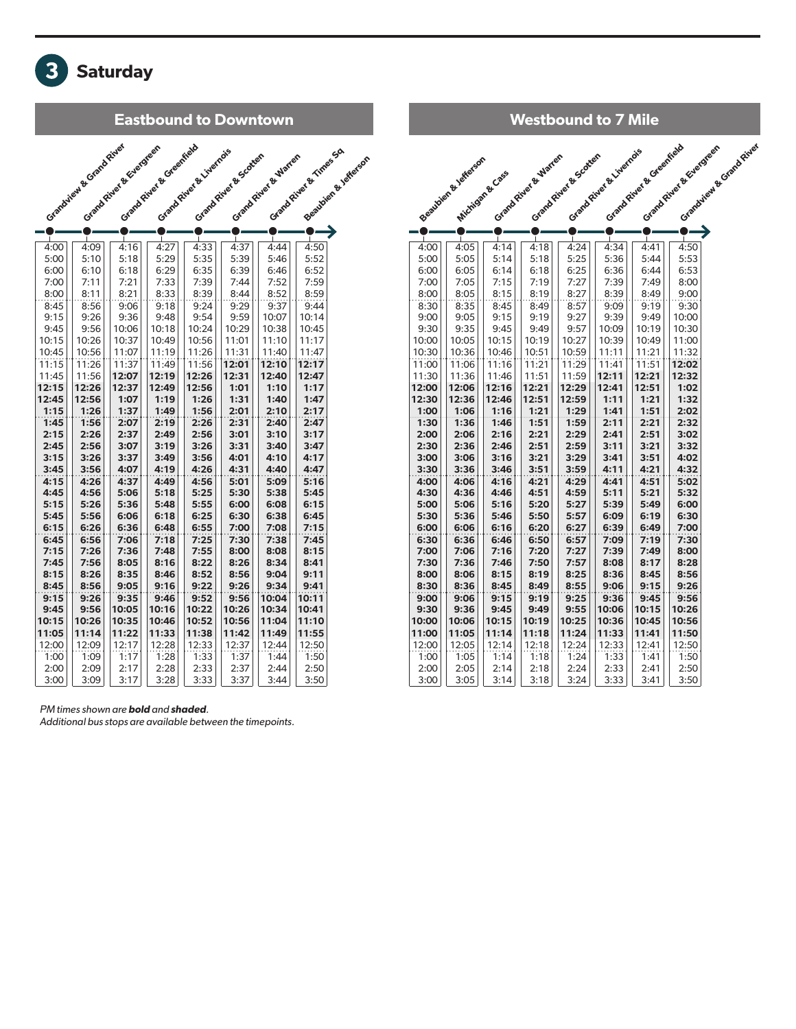## 3 Saturday

### Eastbound to Downtown

| Grandview & Grand River | Grand River & Evergreen | Grand River & Greenfield | Grand River & Livernois | Grand River & Scotten | Grand River & Warren | Grand River & Times Sq | Beaubien & Jefferson |
|---|---|---|---|---|---|---|---|
| 4:00 | 4:09 | 4:16 | 4:27 | 4:33 | 4:37 | 4:44 | 4:50 |
| 5:00 | 5:10 | 5:18 | 5:29 | 5:35 | 5:39 | 5:46 | 5:52 |
| 6:00 | 6:10 | 6:18 | 6:29 | 6:35 | 6:39 | 6:46 | 6:52 |
| 7:00 | 7:11 | 7:21 | 7:33 | 7:39 | 7:44 | 7:52 | 7:59 |
| 8:00 | 8:11 | 8:21 | 8:33 | 8:39 | 8:44 | 8:52 | 8:59 |
| 8:45 | 8:56 | 9:06 | 9:18 | 9:24 | 9:29 | 9:37 | 9:44 |
| 9:15 | 9:26 | 9:36 | 9:48 | 9:54 | 9:59 | 10:07 | 10:14 |
| 9:45 | 9:56 | 10:06 | 10:18 | 10:24 | 10:29 | 10:38 | 10:45 |
| 10:15 | 10:26 | 10:37 | 10:49 | 10:56 | 11:01 | 11:10 | 11:17 |
| 10:45 | 10:56 | 11:07 | 11:19 | 11:26 | 11:31 | 11:40 | 11:47 |
| 11:15 | 11:26 | 11:37 | 11:49 | 11:56 | **12:01** | **12:10** | **12:17** |
| 11:45 | 11:56 | **12:07** | **12:19** | **12:26** | **12:31** | **12:40** | **12:47** |
| **12:15** | **12:26** | **12:37** | **12:49** | **12:56** | **1:01** | **1:10** | **1:17** |
| **12:45** | **12:56** | **1:07** | **1:19** | **1:26** | **1:31** | **1:40** | **1:47** |
| **1:15** | **1:26** | **1:37** | **1:49** | **1:56** | **2:01** | **2:10** | **2:17** |
| **1:45** | **1:56** | **2:07** | **2:19** | **2:26** | **2:31** | **2:40** | **2:47** |
| **2:15** | **2:26** | **2:37** | **2:49** | **2:56** | **3:01** | **3:10** | **3:17** |
| **2:45** | **2:56** | **3:07** | **3:19** | **3:26** | **3:31** | **3:40** | **3:47** |
| **3:15** | **3:26** | **3:37** | **3:49** | **3:56** | **4:01** | **4:10** | **4:17** |
| **3:45** | **3:56** | **4:07** | **4:19** | **4:26** | **4:31** | **4:40** | **4:47** |
| **4:15** | **4:26** | **4:37** | **4:49** | **4:56** | **5:01** | **5:09** | **5:16** |
| **4:45** | **4:56** | **5:06** | **5:18** | **5:25** | **5:30** | **5:38** | **5:45** |
| **5:15** | **5:26** | **5:36** | **5:48** | **5:55** | **6:00** | **6:08** | **6:15** |
| **5:45** | **5:56** | **6:06** | **6:18** | **6:25** | **6:30** | **6:38** | **6:45** |
| **6:15** | **6:26** | **6:36** | **6:48** | **6:55** | **7:00** | **7:08** | **7:15** |
| **6:45** | **6:56** | **7:06** | **7:18** | **7:25** | **7:30** | **7:38** | **7:45** |
| **7:15** | **7:26** | **7:36** | **7:48** | **7:55** | **8:00** | **8:08** | **8:15** |
| **7:45** | **7:56** | **8:05** | **8:16** | **8:22** | **8:26** | **8:34** | **8:41** |
| **8:15** | **8:26** | **8:35** | **8:46** | **8:52** | **8:56** | **9:04** | **9:11** |
| **8:45** | **8:56** | **9:05** | **9:16** | **9:22** | **9:26** | **9:34** | **9:41** |
| **9:15** | **9:26** | **9:35** | **9:46** | **9:52** | **9:56** | **10:04** | **10:11** |
| **9:45** | **9:56** | **10:05** | **10:16** | **10:22** | **10:26** | **10:34** | **10:41** |
| **10:15** | **10:26** | **10:35** | **10:46** | **10:52** | **10:56** | **11:04** | **11:10** |
| **11:05** | **11:14** | **11:22** | **11:33** | **11:38** | **11:42** | **11:49** | **11:55** |
| 12:00 | 12:09 | 12:17 | 12:28 | 12:33 | 12:37 | 12:44 | 12:50 |
| 1:00 | 1:09 | 1:17 | 1:28 | 1:33 | 1:37 | 1:44 | 1:50 |
| 2:00 | 2:09 | 2:17 | 2:28 | 2:33 | 2:37 | 2:44 | 2:50 |
| 3:00 | 3:09 | 3:17 | 3:28 | 3:33 | 3:37 | 3:44 | 3:50 |

### Westbound to 7 Mile

| Beaubien & Jefferson | Michigan & Cass | Grand River & Warren | Grand River & Scotten | Grand River & Livernois | Grand River & Greenfield | Grand River & Evergreen | Grandview & Grand River |
|---|---|---|---|---|---|---|---|
| 4:00 | 4:05 | 4:14 | 4:18 | 4:24 | 4:34 | 4:41 | 4:50 |
| 5:00 | 5:05 | 5:14 | 5:18 | 5:25 | 5:36 | 5:44 | 5:53 |
| 6:00 | 6:05 | 6:14 | 6:18 | 6:25 | 6:36 | 6:44 | 6:53 |
| 7:00 | 7:05 | 7:15 | 7:19 | 7:27 | 7:39 | 7:49 | 8:00 |
| 8:00 | 8:05 | 8:15 | 8:19 | 8:27 | 8:39 | 8:49 | 9:00 |
| 8:30 | 8:35 | 8:45 | 8:49 | 8:57 | 9:09 | 9:19 | 9:30 |
| 9:00 | 9:05 | 9:15 | 9:19 | 9:27 | 9:39 | 9:49 | 10:00 |
| 9:30 | 9:35 | 9:45 | 9:49 | 9:57 | 10:09 | 10:19 | 10:30 |
| 10:00 | 10:05 | 10:15 | 10:19 | 10:27 | 10:39 | 10:49 | 11:00 |
| 10:30 | 10:36 | 10:46 | 10:51 | 10:59 | 11:11 | 11:21 | 11:32 |
| 11:00 | 11:06 | 11:16 | 11:21 | 11:29 | 11:41 | 11:51 | **12:02** |
| 11:30 | 11:36 | 11:46 | 11:51 | 11:59 | **12:11** | **12:21** | **12:32** |
| **12:00** | **12:06** | **12:16** | **12:21** | **12:29** | **12:41** | **12:51** | **1:02** |
| **12:30** | **12:36** | **12:46** | **12:51** | **12:59** | **1:11** | **1:21** | **1:32** |
| **1:00** | **1:06** | **1:16** | **1:21** | **1:29** | **1:41** | **1:51** | **2:02** |
| **1:30** | **1:36** | **1:46** | **1:51** | **1:59** | **2:11** | **2:21** | **2:32** |
| **2:00** | **2:06** | **2:16** | **2:21** | **2:29** | **2:41** | **2:51** | **3:02** |
| **2:30** | **2:36** | **2:46** | **2:51** | **2:59** | **3:11** | **3:21** | **3:32** |
| **3:00** | **3:06** | **3:16** | **3:21** | **3:29** | **3:41** | **3:51** | **4:02** |
| **3:30** | **3:36** | **3:46** | **3:51** | **3:59** | **4:11** | **4:21** | **4:32** |
| **4:00** | **4:06** | **4:16** | **4:21** | **4:29** | **4:41** | **4:51** | **5:02** |
| **4:30** | **4:36** | **4:46** | **4:51** | **4:59** | **5:11** | **5:21** | **5:32** |
| **5:00** | **5:06** | **5:16** | **5:20** | **5:27** | **5:39** | **5:49** | **6:00** |
| **5:30** | **5:36** | **5:46** | **5:50** | **5:57** | **6:09** | **6:19** | **6:30** |
| **6:00** | **6:06** | **6:16** | **6:20** | **6:27** | **6:39** | **6:49** | **7:00** |
| **6:30** | **6:36** | **6:46** | **6:50** | **6:57** | **7:09** | **7:19** | **7:30** |
| **7:00** | **7:06** | **7:16** | **7:20** | **7:27** | **7:39** | **7:49** | **8:00** |
| **7:30** | **7:36** | **7:46** | **7:50** | **7:57** | **8:08** | **8:17** | **8:28** |
| **8:00** | **8:06** | **8:15** | **8:19** | **8:25** | **8:36** | **8:45** | **8:56** |
| **8:30** | **8:36** | **8:45** | **8:49** | **8:55** | **9:06** | **9:15** | **9:26** |
| **9:00** | **9:06** | **9:15** | **9:19** | **9:25** | **9:36** | **9:45** | **9:56** |
| **9:30** | **9:36** | **9:45** | **9:49** | **9:55** | **10:06** | **10:15** | **10:26** |
| **10:00** | **10:06** | **10:15** | **10:19** | **10:25** | **10:36** | **10:45** | **10:56** |
| **11:00** | **11:05** | **11:14** | **11:18** | **11:24** | **11:33** | **11:41** | **11:50** |
| 12:00 | 12:05 | 12:14 | 12:18 | 12:24 | 12:33 | 12:41 | 12:50 |
| 1:00 | 1:05 | 1:14 | 1:18 | 1:24 | 1:33 | 1:41 | 1:50 |
| 2:00 | 2:05 | 2:14 | 2:18 | 2:24 | 2:33 | 2:41 | 2:50 |
| 3:00 | 3:05 | 3:14 | 3:18 | 3:24 | 3:33 | 3:41 | 3:50 |

*PM times shown are **bold** and **shaded**.*
*Additional bus stops are available between the timepoints.*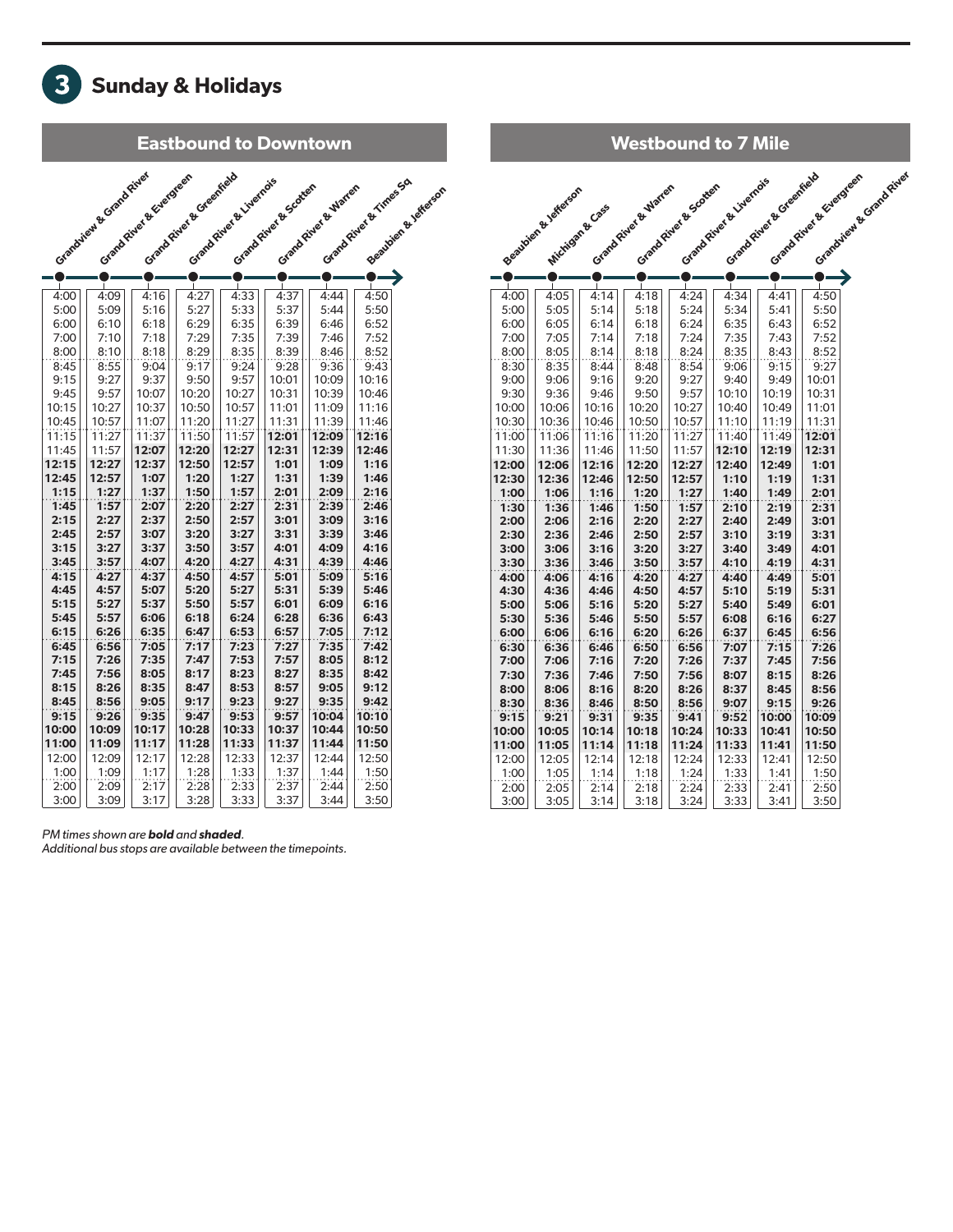## 3 Sunday & Holidays

### Eastbound to Downtown

| Grandview & Grand River | Grand River & Evergreen | Grand River & Greenfield | Grand River & Livernois | Grand River & Scotten | Grand River & Warren | Grand River & Times Sq | Beaubien & Jefferson |
|---|---|---|---|---|---|---|---|
| 4:00 | 4:09 | 4:16 | 4:27 | 4:33 | 4:37 | 4:44 | 4:50 |
| 5:00 | 5:09 | 5:16 | 5:27 | 5:33 | 5:37 | 5:44 | 5:50 |
| 6:00 | 6:10 | 6:18 | 6:29 | 6:35 | 6:39 | 6:46 | 6:52 |
| 7:00 | 7:10 | 7:18 | 7:29 | 7:35 | 7:39 | 7:46 | 7:52 |
| 8:00 | 8:10 | 8:18 | 8:29 | 8:35 | 8:39 | 8:46 | 8:52 |
| 8:45 | 8:55 | 9:04 | 9:17 | 9:24 | 9:28 | 9:36 | 9:43 |
| 9:15 | 9:27 | 9:37 | 9:50 | 9:57 | 10:01 | 10:09 | 10:16 |
| 9:45 | 9:57 | 10:07 | 10:20 | 10:27 | 10:31 | 10:39 | 10:46 |
| 10:15 | 10:27 | 10:37 | 10:50 | 10:57 | 11:01 | 11:09 | 11:16 |
| 10:45 | 10:57 | 11:07 | 11:20 | 11:27 | 11:31 | 11:39 | 11:46 |
| 11:15 | 11:27 | 11:37 | 11:50 | 11:57 | **12:01** | **12:09** | **12:16** |
| 11:45 | 11:57 | **12:07** | **12:20** | **12:27** | **12:31** | **12:39** | **12:46** |
| **12:15** | **12:27** | **12:37** | **12:50** | **12:57** | **1:01** | **1:09** | **1:16** |
| **12:45** | **12:57** | **1:07** | **1:20** | **1:27** | **1:31** | **1:39** | **1:46** |
| **1:15** | **1:27** | **1:37** | **1:50** | **1:57** | **2:01** | **2:09** | **2:16** |
| **1:45** | **1:57** | **2:07** | **2:20** | **2:27** | **2:31** | **2:39** | **2:46** |
| **2:15** | **2:27** | **2:37** | **2:50** | **2:57** | **3:01** | **3:09** | **3:16** |
| **2:45** | **2:57** | **3:07** | **3:20** | **3:27** | **3:31** | **3:39** | **3:46** |
| **3:15** | **3:27** | **3:37** | **3:50** | **3:57** | **4:01** | **4:09** | **4:16** |
| **3:45** | **3:57** | **4:07** | **4:20** | **4:27** | **4:31** | **4:39** | **4:46** |
| **4:15** | **4:27** | **4:37** | **4:50** | **4:57** | **5:01** | **5:09** | **5:16** |
| **4:45** | **4:57** | **5:07** | **5:20** | **5:27** | **5:31** | **5:39** | **5:46** |
| **5:15** | **5:27** | **5:37** | **5:50** | **5:57** | **6:01** | **6:09** | **6:16** |
| **5:45** | **5:57** | **6:06** | **6:18** | **6:24** | **6:28** | **6:36** | **6:43** |
| **6:15** | **6:26** | **6:35** | **6:47** | **6:53** | **6:57** | **7:05** | **7:12** |
| **6:45** | **6:56** | **7:05** | **7:17** | **7:23** | **7:27** | **7:35** | **7:42** |
| **7:15** | **7:26** | **7:35** | **7:47** | **7:53** | **7:57** | **8:05** | **8:12** |
| **7:45** | **7:56** | **8:05** | **8:17** | **8:23** | **8:27** | **8:35** | **8:42** |
| **8:15** | **8:26** | **8:35** | **8:47** | **8:53** | **8:57** | **9:05** | **9:12** |
| **8:45** | **8:56** | **9:05** | **9:17** | **9:23** | **9:27** | **9:35** | **9:42** |
| **9:15** | **9:26** | **9:35** | **9:47** | **9:53** | **9:57** | **10:04** | **10:10** |
| **10:00** | **10:09** | **10:17** | **10:28** | **10:33** | **10:37** | **10:44** | **10:50** |
| **11:00** | **11:09** | **11:17** | **11:28** | **11:33** | **11:37** | **11:44** | **11:50** |
| 12:00 | 12:09 | 12:17 | 12:28 | 12:33 | 12:37 | 12:44 | 12:50 |
| 1:00 | 1:09 | 1:17 | 1:28 | 1:33 | 1:37 | 1:44 | 1:50 |
| 2:00 | 2:09 | 2:17 | 2:28 | 2:33 | 2:37 | 2:44 | 2:50 |
| 3:00 | 3:09 | 3:17 | 3:28 | 3:33 | 3:37 | 3:44 | 3:50 |

### Westbound to 7 Mile

| Beaubien & Jefferson | Michigan & Cass | Grand River & Warren | Grand River & Scotten | Grand River & Livernois | Grand River & Greenfield | Grand River & Evergreen | Grandview & Grand River |
|---|---|---|---|---|---|---|---|
| 4:00 | 4:05 | 4:14 | 4:18 | 4:24 | 4:34 | 4:41 | 4:50 |
| 5:00 | 5:05 | 5:14 | 5:18 | 5:24 | 5:34 | 5:41 | 5:50 |
| 6:00 | 6:05 | 6:14 | 6:18 | 6:24 | 6:35 | 6:43 | 6:52 |
| 7:00 | 7:05 | 7:14 | 7:18 | 7:24 | 7:35 | 7:43 | 7:52 |
| 8:00 | 8:05 | 8:14 | 8:18 | 8:24 | 8:35 | 8:43 | 8:52 |
| 8:30 | 8:35 | 8:44 | 8:48 | 8:54 | 9:06 | 9:15 | 9:27 |
| 9:00 | 9:06 | 9:16 | 9:20 | 9:27 | 9:40 | 9:49 | 10:01 |
| 9:30 | 9:36 | 9:46 | 9:50 | 9:57 | 10:10 | 10:19 | 10:31 |
| 10:00 | 10:06 | 10:16 | 10:20 | 10:27 | 10:40 | 10:49 | 11:01 |
| 10:30 | 10:36 | 10:46 | 10:50 | 10:57 | 11:10 | 11:19 | 11:31 |
| 11:00 | 11:06 | 11:16 | 11:20 | 11:27 | 11:40 | 11:49 | **12:01** |
| 11:30 | 11:36 | 11:46 | 11:50 | 11:57 | **12:10** | **12:19** | **12:31** |
| **12:00** | **12:06** | **12:16** | **12:20** | **12:27** | **12:40** | **12:49** | **1:01** |
| **12:30** | **12:36** | **12:46** | **12:50** | **12:57** | **1:10** | **1:19** | **1:31** |
| **1:00** | **1:06** | **1:16** | **1:20** | **1:27** | **1:40** | **1:49** | **2:01** |
| **1:30** | **1:36** | **1:46** | **1:50** | **1:57** | **2:10** | **2:19** | **2:31** |
| **2:00** | **2:06** | **2:16** | **2:20** | **2:27** | **2:40** | **2:49** | **3:01** |
| **2:30** | **2:36** | **2:46** | **2:50** | **2:57** | **3:10** | **3:19** | **3:31** |
| **3:00** | **3:06** | **3:16** | **3:20** | **3:27** | **3:40** | **3:49** | **4:01** |
| **3:30** | **3:36** | **3:46** | **3:50** | **3:57** | **4:10** | **4:19** | **4:31** |
| **4:00** | **4:06** | **4:16** | **4:20** | **4:27** | **4:40** | **4:49** | **5:01** |
| **4:30** | **4:36** | **4:46** | **4:50** | **4:57** | **5:10** | **5:19** | **5:31** |
| **5:00** | **5:06** | **5:16** | **5:20** | **5:27** | **5:40** | **5:49** | **6:01** |
| **5:30** | **5:36** | **5:46** | **5:50** | **5:57** | **6:08** | **6:16** | **6:27** |
| **6:00** | **6:06** | **6:16** | **6:20** | **6:26** | **6:37** | **6:45** | **6:56** |
| **6:30** | **6:36** | **6:46** | **6:50** | **6:56** | **7:07** | **7:15** | **7:26** |
| **7:00** | **7:06** | **7:16** | **7:20** | **7:26** | **7:37** | **7:45** | **7:56** |
| **7:30** | **7:36** | **7:46** | **7:50** | **7:56** | **8:07** | **8:15** | **8:26** |
| **8:00** | **8:06** | **8:16** | **8:20** | **8:26** | **8:37** | **8:45** | **8:56** |
| **8:30** | **8:36** | **8:46** | **8:50** | **8:56** | **9:07** | **9:15** | **9:26** |
| **9:15** | **9:21** | **9:31** | **9:35** | **9:41** | **9:52** | **10:00** | **10:09** |
| **10:00** | **10:05** | **10:14** | **10:18** | **10:24** | **10:33** | **10:41** | **10:50** |
| **11:00** | **11:05** | **11:14** | **11:18** | **11:24** | **11:33** | **11:41** | **11:50** |
| 12:00 | 12:05 | 12:14 | 12:18 | 12:24 | 12:33 | 12:41 | 12:50 |
| 1:00 | 1:05 | 1:14 | 1:18 | 1:24 | 1:33 | 1:41 | 1:50 |
| 2:00 | 2:05 | 2:14 | 2:18 | 2:24 | 2:33 | 2:41 | 2:50 |
| 3:00 | 3:05 | 3:14 | 3:18 | 3:24 | 3:33 | 3:41 | 3:50 |

*PM times shown are **bold** and **shaded**.*
*Additional bus stops are available between the timepoints.*